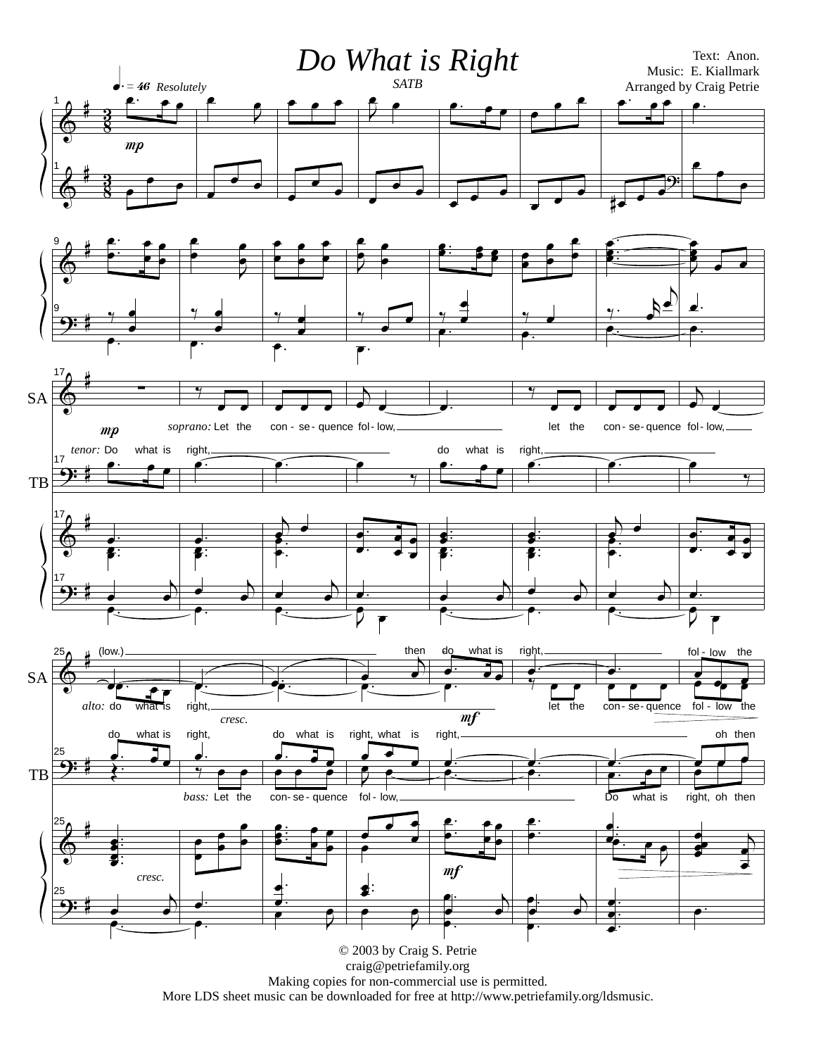# Do What is Right

*SATB*

Text: Anon.
Music: E. Kiallmark
Arranged by Craig Petrie

♩. = 46 *Resolutely*

soprano: Let the con - se - quence fol - low, let the con - se - quence fol - low,

tenor: Do what is right, do what is right,

(low.) then do what is right, fol - low the

alto: do what is right, let the con - se - quence fol - low the

do what is right, do what is right, what is right, oh then

bass: Let the con - se - quence fol - low, Do what is right, oh then

© 2003 by Craig S. Petrie
craig@petriefamily.org
Making copies for non-commercial use is permitted.
More LDS sheet music can be downloaded for free at http://www.petriefamily.org/ldsmusic.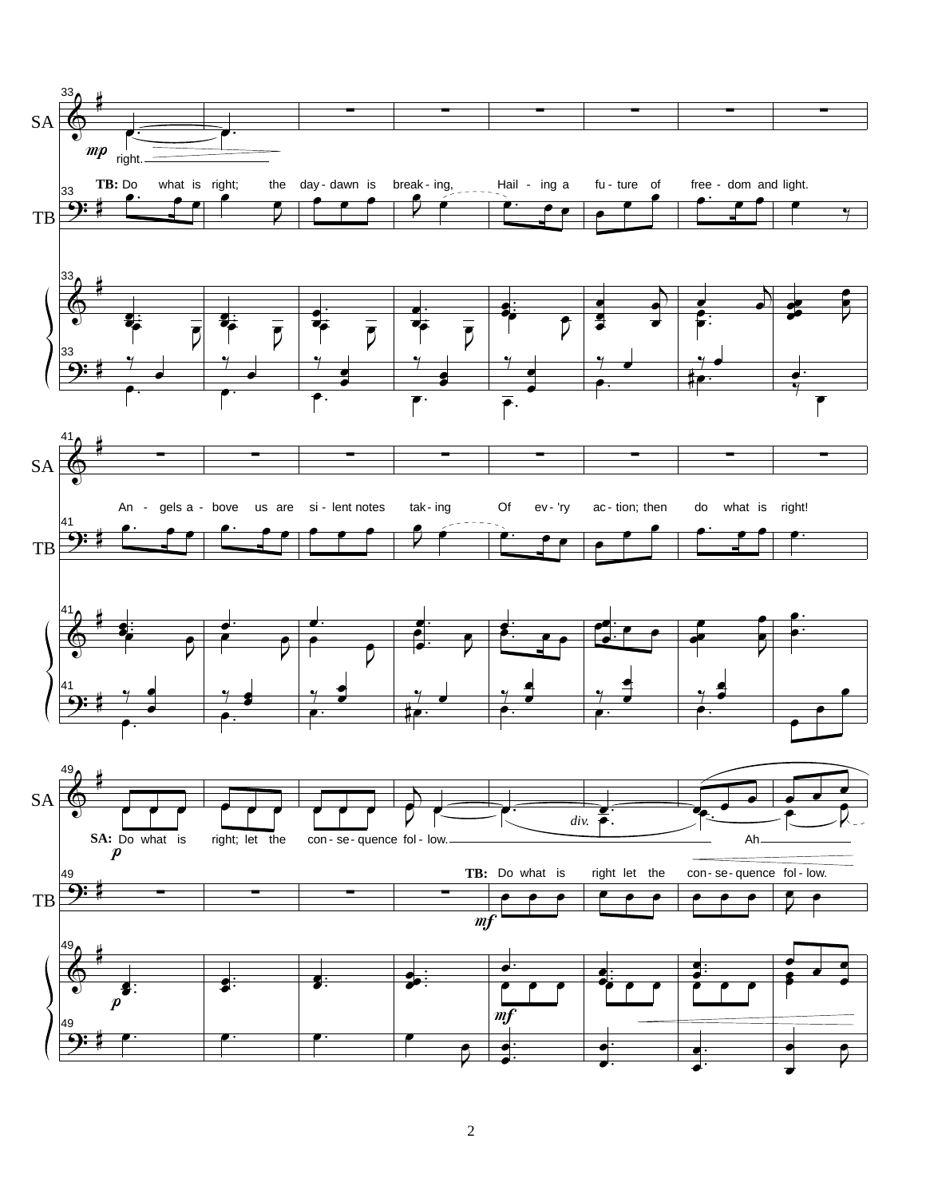SA: right.

TB: Do what is right; the day-dawn is break-ing, Hail-ing a fu-ture of free-dom and light.

An-gels a-bove us are si-lent notes tak-ing Of ev-'ry ac-tion; then do what is right!

SA: Do what is right; let the con-se-quence fol-low. Ah

TB: Do what is right let the con-se-quence fol-low.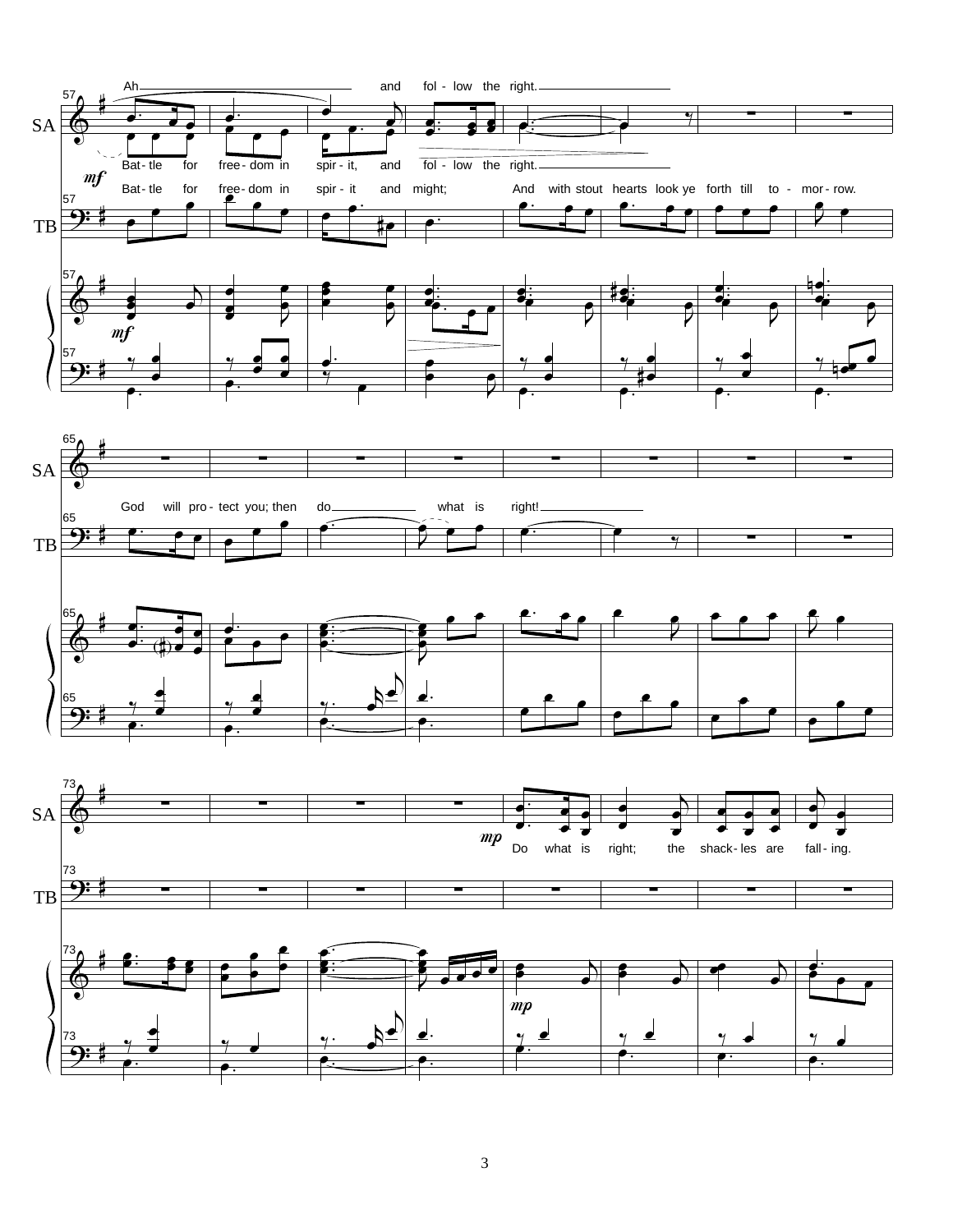57

SA

Ah and fol - low the right.

Bat - tle for free - dom in spir - it, and fol - low the right.

*mf*

Bat - tle for free - dom in spir - it and might; And with stout hearts look ye forth till to - mor - row.

57

TB

57

*mf*

57

65

SA

God will pro - tect you; then do what is right!

65

TB

65

65

73

SA

*mp*

Do what is right; the shack - les are fall - ing.

73

TB

73

*mp*

73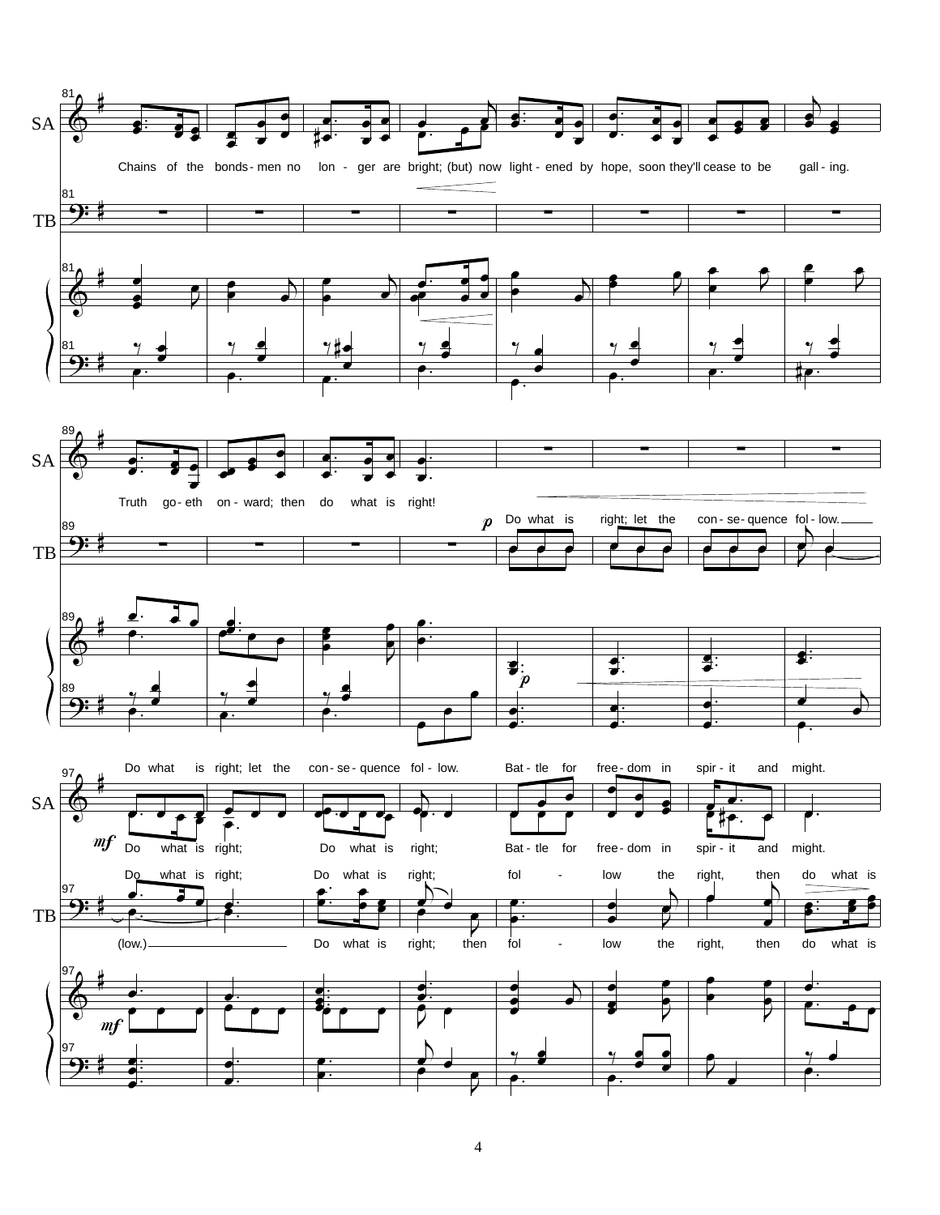SA

Chains of the bonds-men no lon - ger are bright; (but) now light - ened by hope, soon they'll cease to be gall - ing.

TB

SA

Truth go - eth on - ward; then do what is right!

TB

*p* Do what is right; let the con - se - quence fol - low.

Do what is right; let the con - se - quence fol - low. Bat - tle for free - dom in spir - it and might.

SA

*mf* Do what is right; Do what is right; Bat - tle for free - dom in spir - it and might.

Do what is right; Do what is right; fol - low the right, then do what is

TB

(low.) Do what is right; then fol - low the right, then do what is

*mf*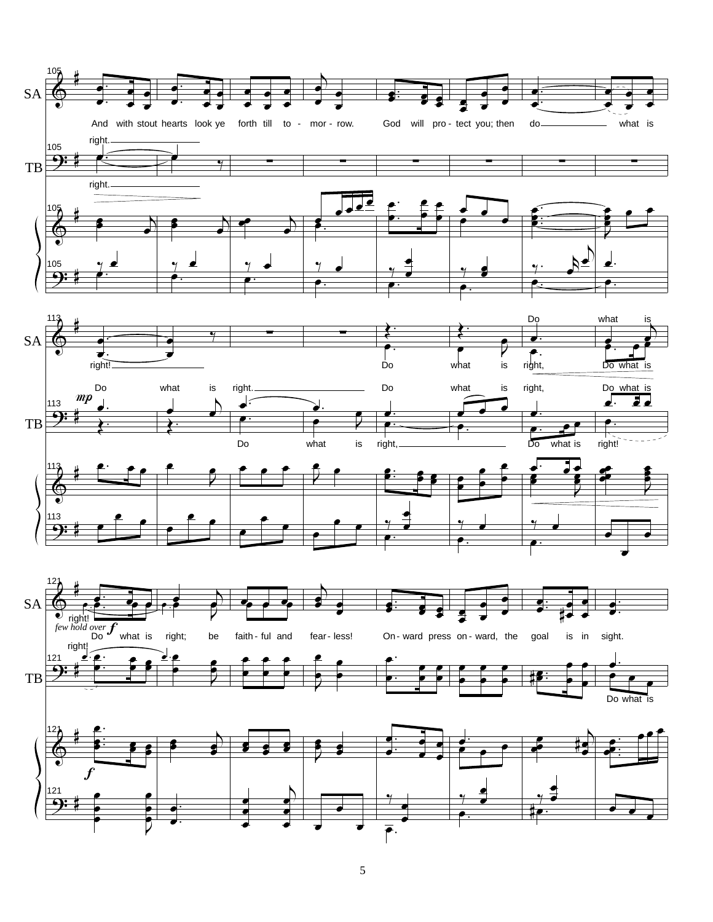SA: And with stout hearts look ye forth till to - mor - row. God will pro - tect you; then do what is right!

TB: right. right.

SA: Do what is right, Do what is right, Do what is right!

TB: Do what is right. Do what is right, Do what is right, Do what is right, Do what is right!

*mp*

SA: right! Do what is right; be faith - ful and fear - less! On - ward press on - ward, the goal is in sight.

*few hold over*

*f*

TB: right! Do what is

*f*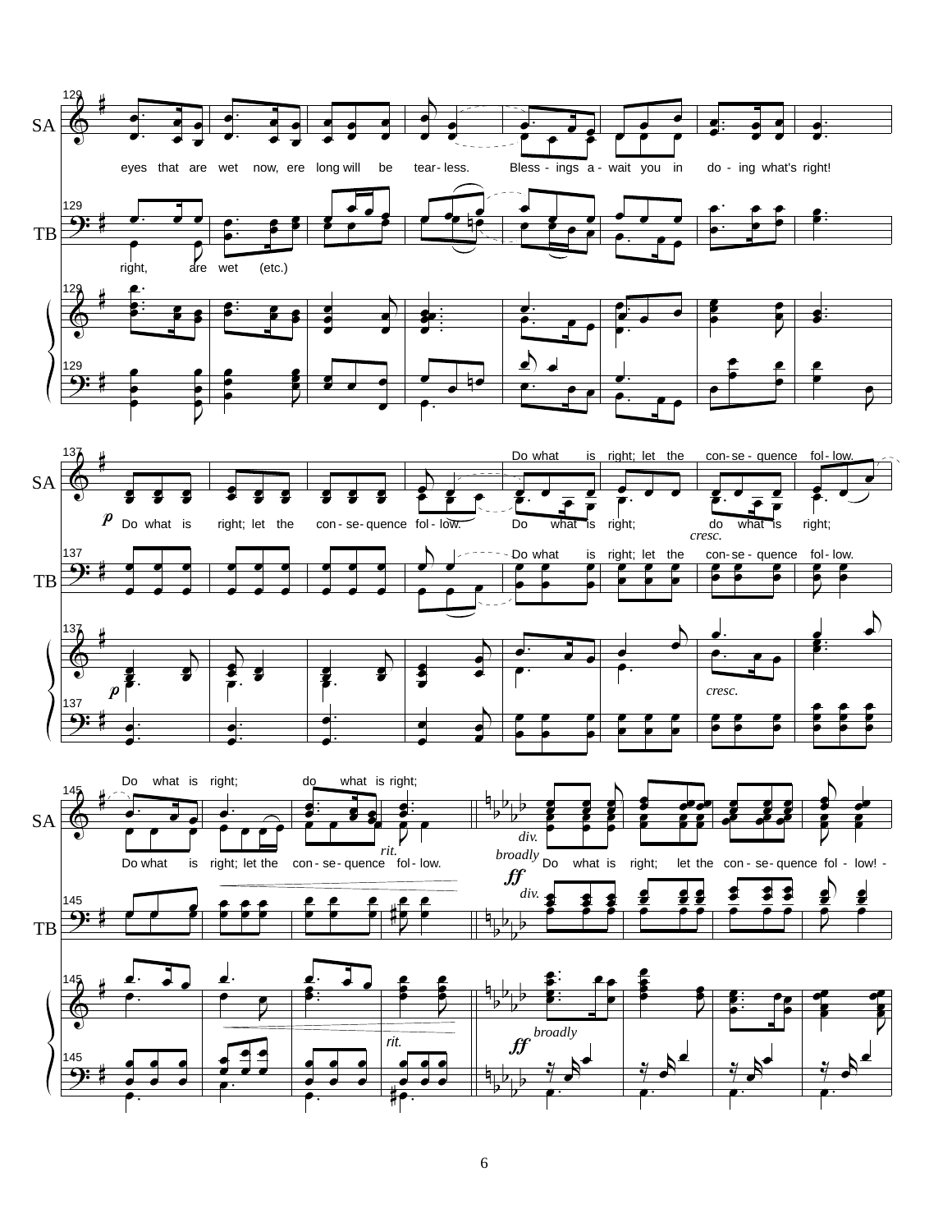SA

eyes that are wet now, ere long will be tear - less. Bless - ings a - wait you in do - ing what's right!

TB

right, are wet (etc.)

SA

Do what is right; let the con - se - quence fol - low.

*p* Do what is right; let the con - se - quence fol - low. Do what is right; do what is right;

*cresc.*

TB

Do what is right; let the con - se - quence fol - low.

*p*

*cresc.*

SA

Do what is right; do what is right;

Do what is right; let the con - se - quence fol - low.

*rit.*

*div.*

*broadly*

*ff*

Do what is right; let the con - se - quence fol - low! -

TB

*div.*

*rit.*

*broadly*

*ff*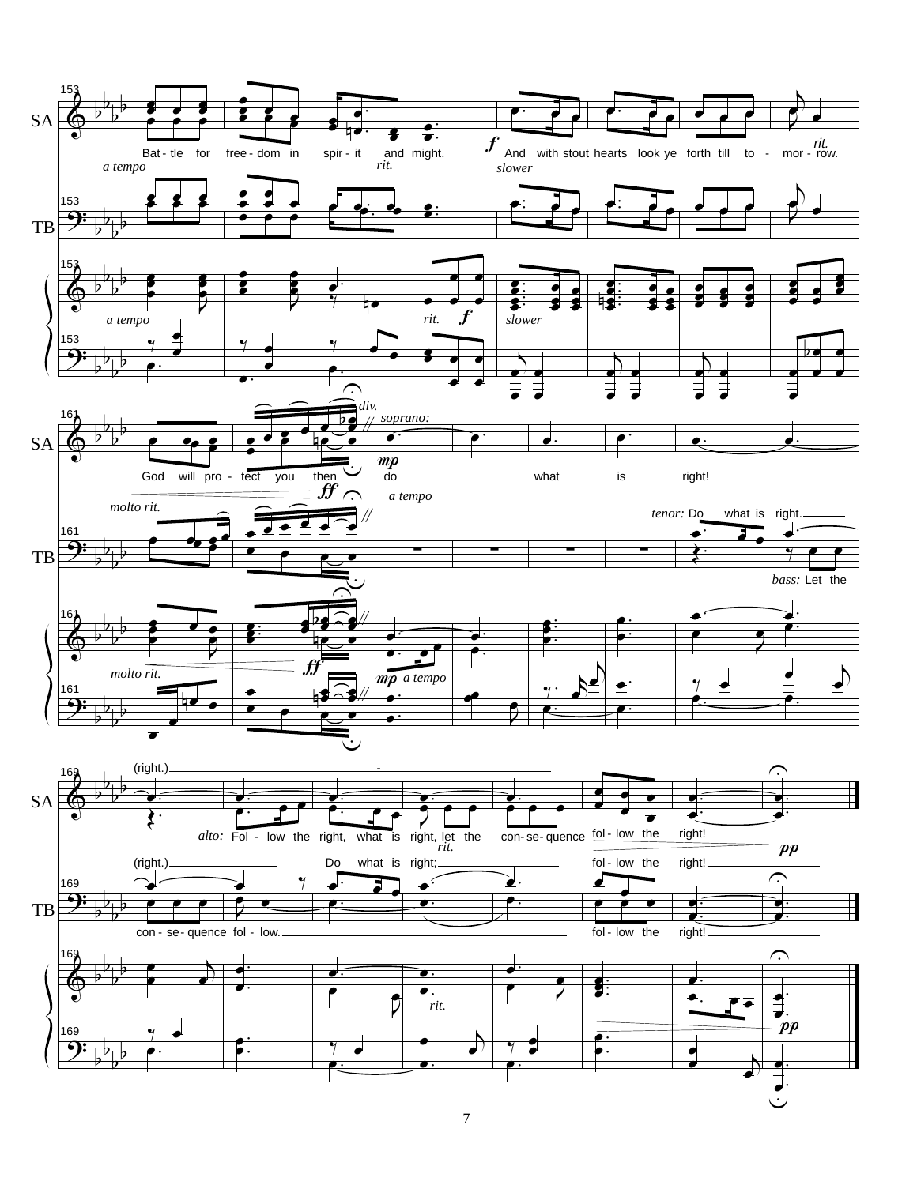Bat - tle for free - dom in spir - it and might. And with stout hearts look ye forth till to - mor - row.

*a tempo* *rit.* ***f*** *slower* *rit.*

God will pro - tect you then do what is right!

*molto rit.* ***ff*** *div.* *soprano:* ***mp*** *a tempo*

*tenor:* Do what is right.

*bass:* Let the con - se - quence fol - low.

(right.) *alto:* Fol - low the right, what is right, let the con - se - quence fol - low the right!

*rit.* ***pp***

(right.) Do what is right; fol - low the right!

fol - low the right!